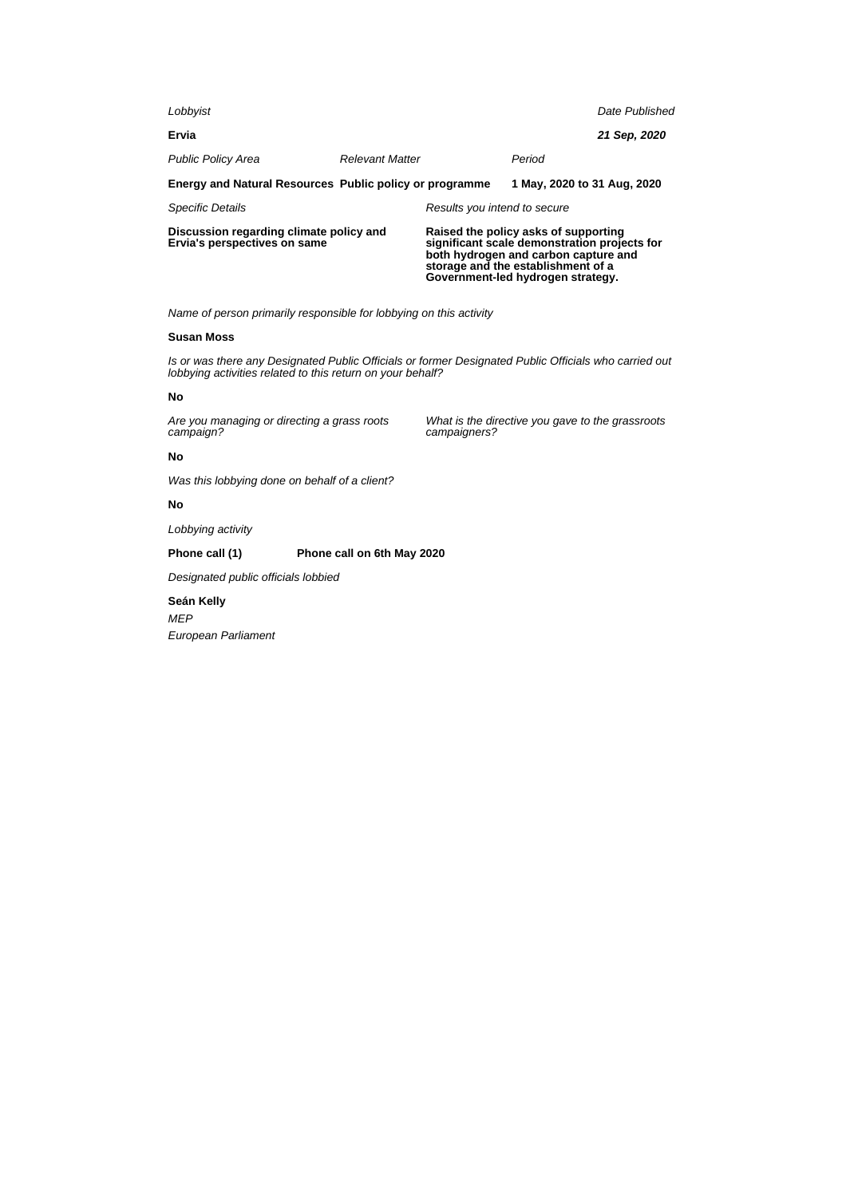*Lobbyist*

**Ervia**

*Date Published*

***21 Sep, 2020***

| *Public Policy Area* | *Relevant Matter* | *Period* |
|---|---|---|
| **Energy and Natural Resources** | **Public policy or programme** | **1 May, 2020 to 31 Aug, 2020** |

| *Specific Details* | *Results you intend to secure* |
|---|---|
| **Discussion regarding climate policy and Ervia's perspectives on same** | **Raised the policy asks of supporting significant scale demonstration projects for both hydrogen and carbon capture and storage and the establishment of a Government-led hydrogen strategy.** |

*Name of person primarily responsible for lobbying on this activity*

**Susan Moss**

*Is or was there any Designated Public Officials or former Designated Public Officials who carried out lobbying activities related to this return on your behalf?*

**No**

*Are you managing or directing a grass roots campaign?*

**No**

*What is the directive you gave to the grassroots campaigners?*

*Was this lobbying done on behalf of a client?*

**No**

*Lobbying activity*

**Phone call (1)** **Phone call on 6th May 2020**

*Designated public officials lobbied*

**Seán Kelly**

*MEP*

*European Parliament*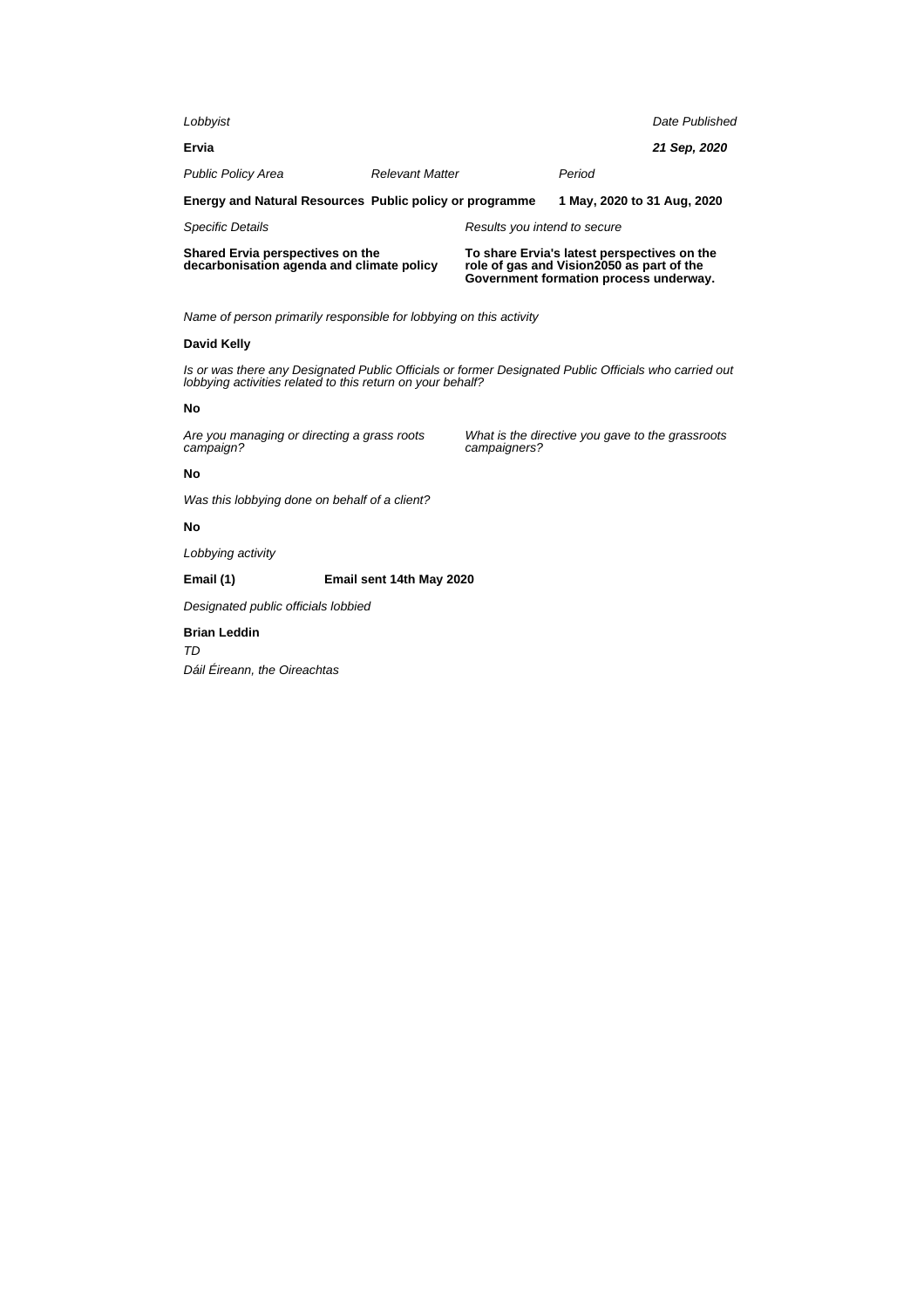*Lobbyist*

**Ervia**

*Date Published*

***21 Sep, 2020***

| *Public Policy Area* | *Relevant Matter* | *Period* |
|---|---|---|
| **Energy and Natural Resources** | **Public policy or programme** | **1 May, 2020 to 31 Aug, 2020** |

| *Specific Details* | *Results you intend to secure* |
|---|---|
| **Shared Ervia perspectives on the decarbonisation agenda and climate policy** | **To share Ervia's latest perspectives on the role of gas and Vision2050 as part of the Government formation process underway.** |

*Name of person primarily responsible for lobbying on this activity*

**David Kelly**

*Is or was there any Designated Public Officials or former Designated Public Officials who carried out lobbying activities related to this return on your behalf?*

**No**

*Are you managing or directing a grass roots campaign?*

**No**

*What is the directive you gave to the grassroots campaigners?*

*Was this lobbying done on behalf of a client?*

**No**

*Lobbying activity*

**Email (1)** **Email sent 14th May 2020**

*Designated public officials lobbied*

**Brian Leddin**

*TD*

*Dáil Éireann, the Oireachtas*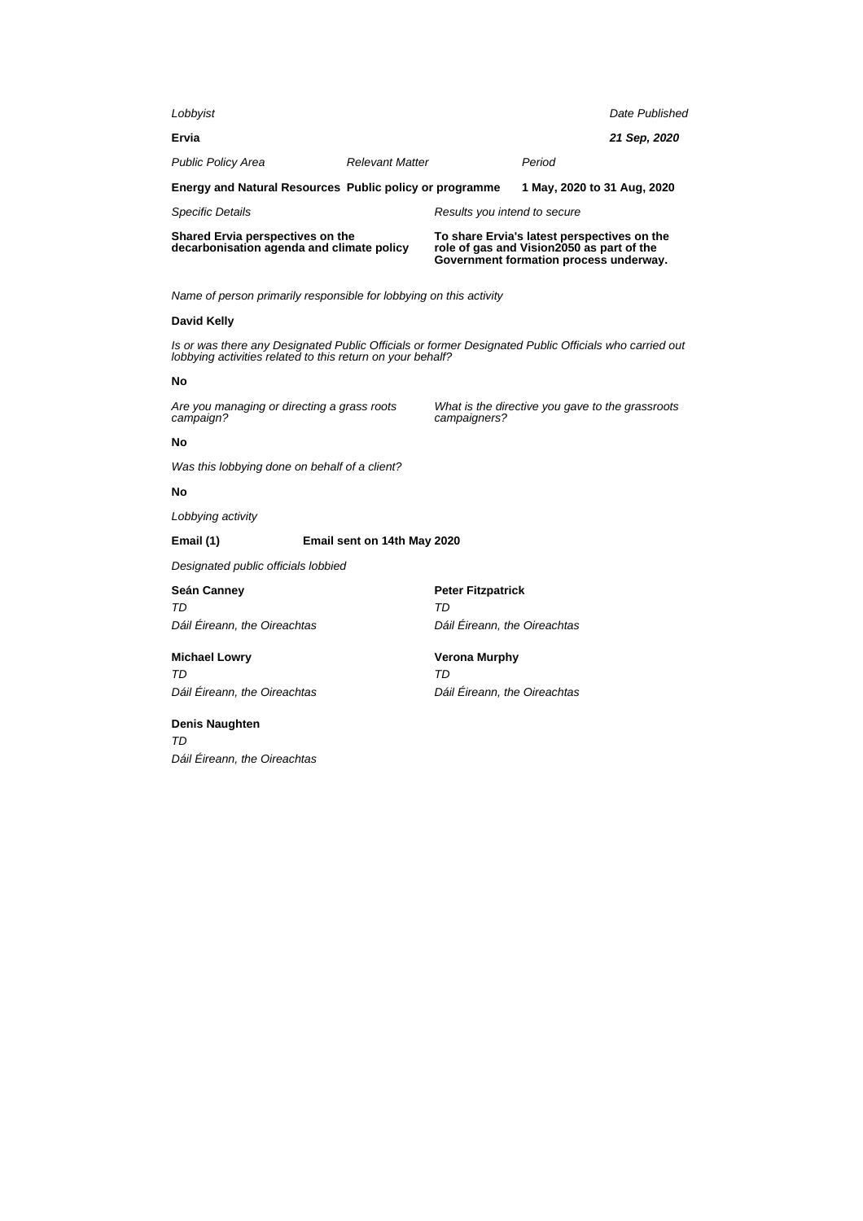*Lobbyist*

**Ervia**

*Date Published*

***21 Sep, 2020***

| *Public Policy Area* | *Relevant Matter* | *Period* |
|---|---|---|
| **Energy and Natural Resources** | **Public policy or programme** | **1 May, 2020 to 31 Aug, 2020** |

| *Specific Details* | *Results you intend to secure* |
|---|---|
| **Shared Ervia perspectives on the decarbonisation agenda and climate policy** | **To share Ervia's latest perspectives on the role of gas and Vision2050 as part of the Government formation process underway.** |

*Name of person primarily responsible for lobbying on this activity*

**David Kelly**

*Is or was there any Designated Public Officials or former Designated Public Officials who carried out lobbying activities related to this return on your behalf?*

**No**

*Are you managing or directing a grass roots campaign?*

**No**

*What is the directive you gave to the grassroots campaigners?*

*Was this lobbying done on behalf of a client?*

**No**

*Lobbying activity*

**Email (1)** **Email sent on 14th May 2020**

*Designated public officials lobbied*

**Seán Canney**
*TD*
*Dáil Éireann, the Oireachtas*

**Peter Fitzpatrick**
*TD*
*Dáil Éireann, the Oireachtas*

**Michael Lowry**
*TD*
*Dáil Éireann, the Oireachtas*

**Verona Murphy**
*TD*
*Dáil Éireann, the Oireachtas*

**Denis Naughten**
*TD*
*Dáil Éireann, the Oireachtas*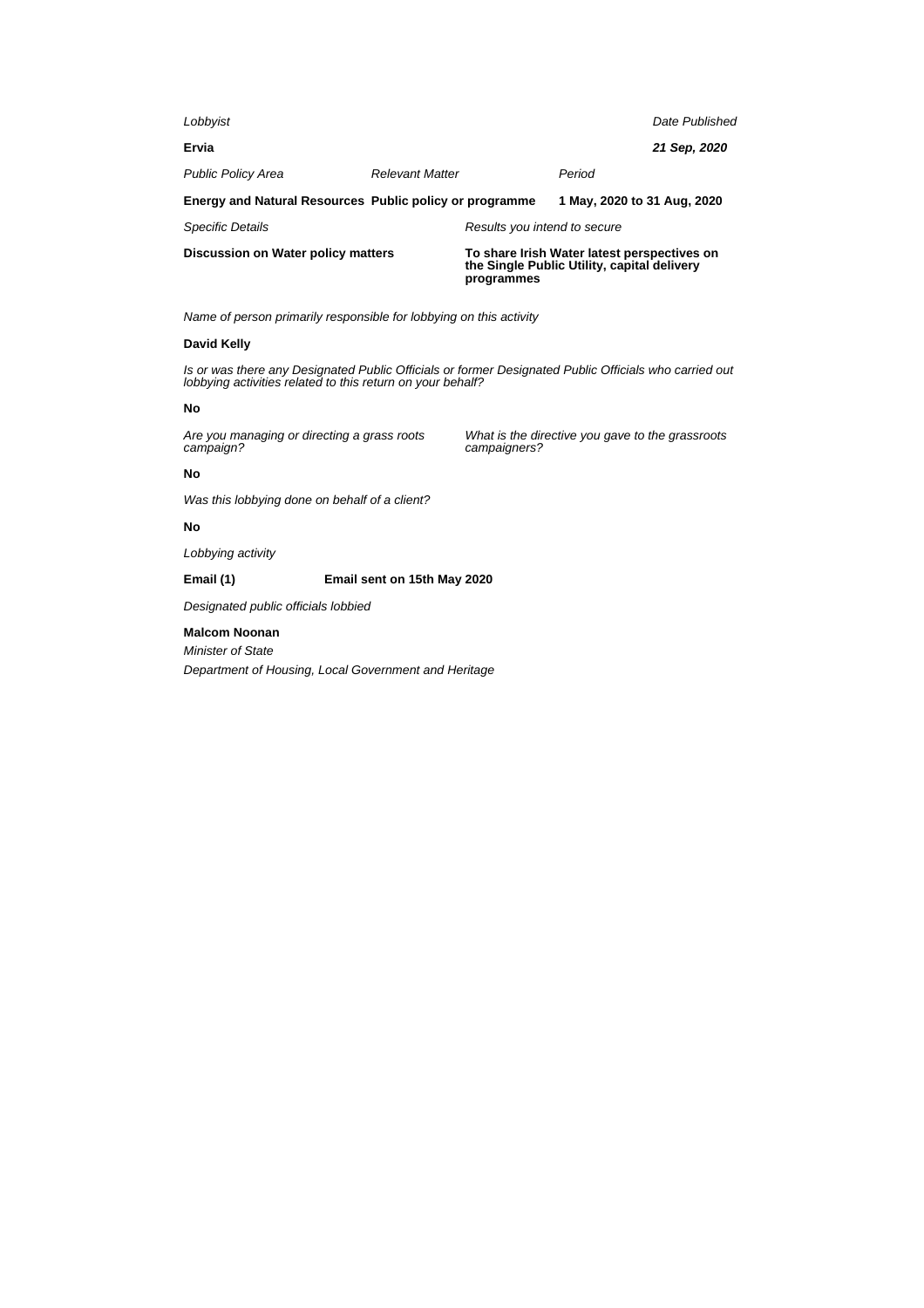*Lobbyist*

**Ervia**

*Date Published*

***21 Sep, 2020***

| *Public Policy Area* | *Relevant Matter* | *Period* |
| --- | --- | --- |
| **Energy and Natural Resources** | **Public policy or programme** | **1 May, 2020 to 31 Aug, 2020** |

| *Specific Details* | *Results you intend to secure* |
| --- | --- |
| **Discussion on Water policy matters** | **To share Irish Water latest perspectives on the Single Public Utility, capital delivery programmes** |

*Name of person primarily responsible for lobbying on this activity*

**David Kelly**

*Is or was there any Designated Public Officials or former Designated Public Officials who carried out lobbying activities related to this return on your behalf?*

**No**

*Are you managing or directing a grass roots campaign?*

**No**

*What is the directive you gave to the grassroots campaigners?*

*Was this lobbying done on behalf of a client?*

**No**

*Lobbying activity*

**Email (1)** **Email sent on 15th May 2020**

*Designated public officials lobbied*

**Malcom Noonan**

*Minister of State*

*Department of Housing, Local Government and Heritage*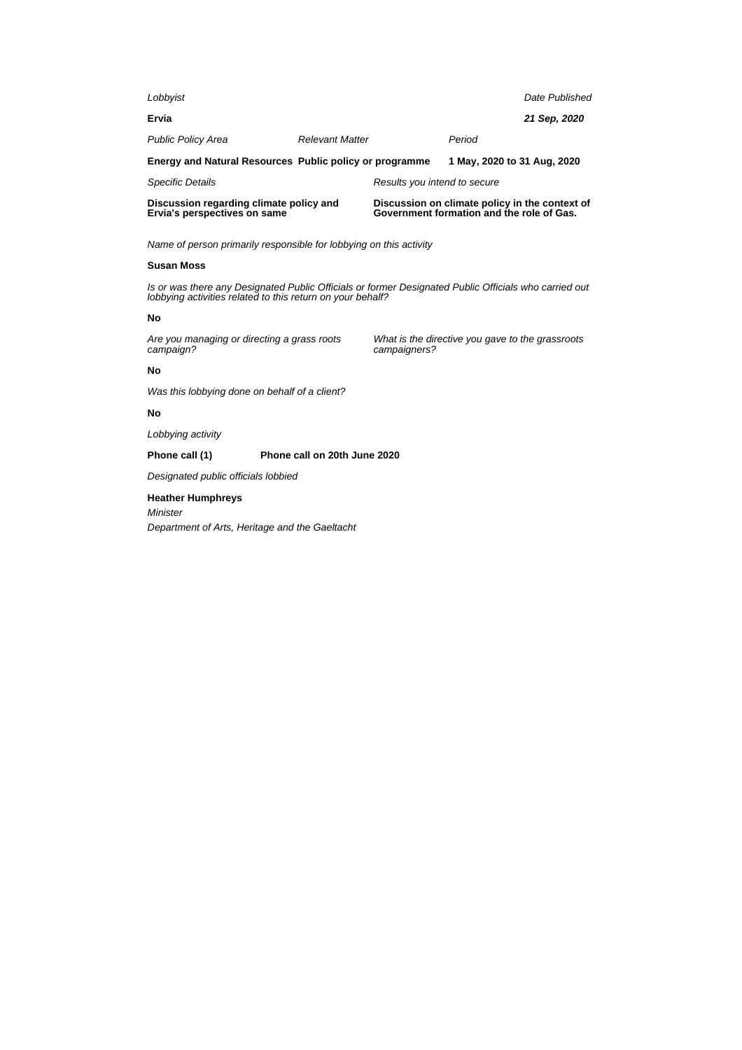*Lobbyist*

**Ervia**

*Date Published*

***21 Sep, 2020***

| *Public Policy Area* | *Relevant Matter* | *Period* |
| --- | --- | --- |
| **Energy and Natural Resources** | **Public policy or programme** | **1 May, 2020 to 31 Aug, 2020** |

| *Specific Details* | *Results you intend to secure* |
| --- | --- |
| **Discussion regarding climate policy and Ervia's perspectives on same** | **Discussion on climate policy in the context of Government formation and the role of Gas.** |

*Name of person primarily responsible for lobbying on this activity*

**Susan Moss**

*Is or was there any Designated Public Officials or former Designated Public Officials who carried out lobbying activities related to this return on your behalf?*

**No**

| *Are you managing or directing a grass roots campaign?* | *What is the directive you gave to the grassroots campaigners?* |
| --- | --- |
| **No** | |

*Was this lobbying done on behalf of a client?*

**No**

*Lobbying activity*

**Phone call (1)** **Phone call on 20th June 2020**

*Designated public officials lobbied*

**Heather Humphreys**
*Minister*
*Department of Arts, Heritage and the Gaeltacht*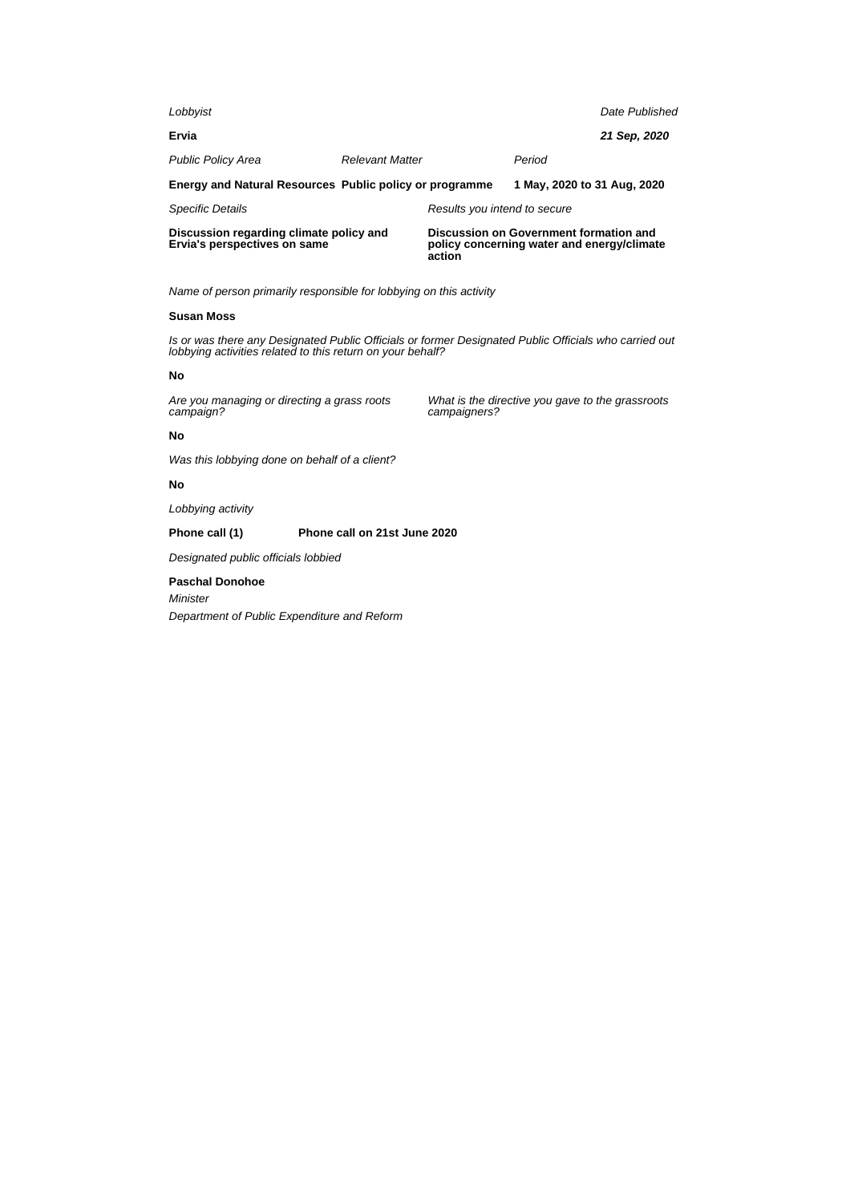*Lobbyist*

**Ervia**

*Date Published*

***21 Sep, 2020***

| *Public Policy Area* | *Relevant Matter* | *Period* |
| --- | --- | --- |
| **Energy and Natural Resources** | **Public policy or programme** | **1 May, 2020 to 31 Aug, 2020** |

| *Specific Details* | *Results you intend to secure* |
| --- | --- |
| **Discussion regarding climate policy and Ervia's perspectives on same** | **Discussion on Government formation and policy concerning water and energy/climate action** |

*Name of person primarily responsible for lobbying on this activity*

**Susan Moss**

*Is or was there any Designated Public Officials or former Designated Public Officials who carried out lobbying activities related to this return on your behalf?*

**No**

| *Are you managing or directing a grass roots campaign?* | *What is the directive you gave to the grassroots campaigners?* |
| --- | --- |
| **No** | |

*Was this lobbying done on behalf of a client?*

**No**

*Lobbying activity*

**Phone call (1)** **Phone call on 21st June 2020**

*Designated public officials lobbied*

**Paschal Donohoe**

*Minister*

*Department of Public Expenditure and Reform*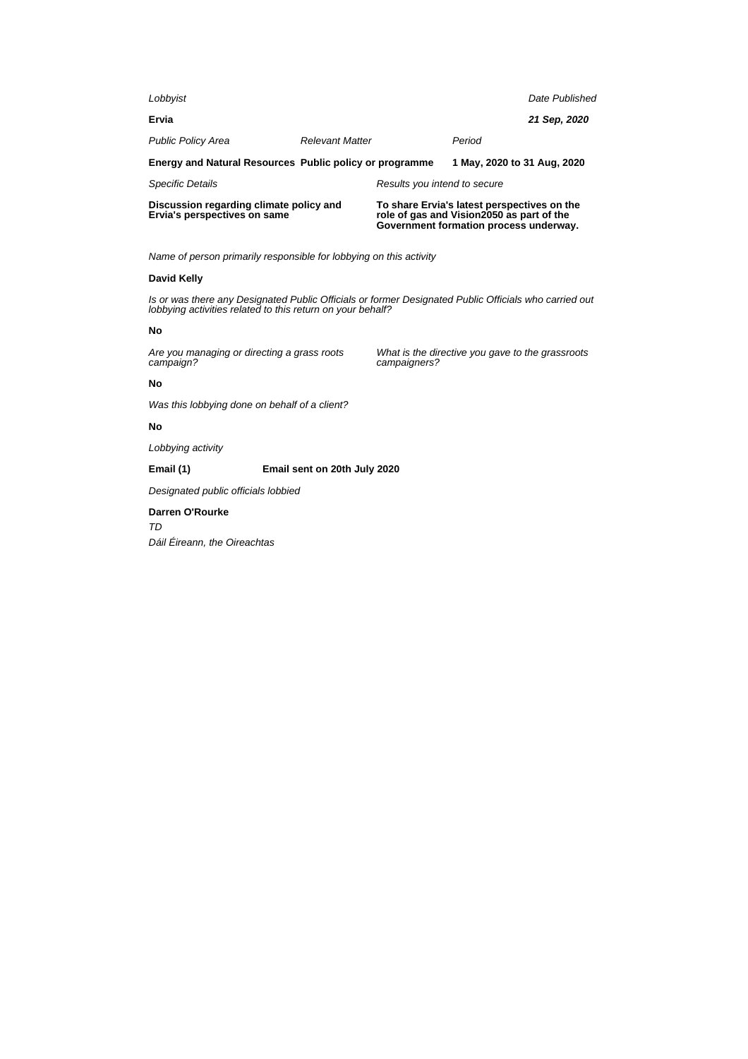*Lobbyist*

**Ervia**

*Date Published*

***21 Sep, 2020***

| *Public Policy Area* | *Relevant Matter* | *Period* |
|---|---|---|
| **Energy and Natural Resources** | **Public policy or programme** | **1 May, 2020 to 31 Aug, 2020** |

| *Specific Details* | *Results you intend to secure* |
|---|---|
| **Discussion regarding climate policy and Ervia's perspectives on same** | **To share Ervia's latest perspectives on the role of gas and Vision2050 as part of the Government formation process underway.** |

*Name of person primarily responsible for lobbying on this activity*

**David Kelly**

*Is or was there any Designated Public Officials or former Designated Public Officials who carried out lobbying activities related to this return on your behalf?*

**No**

*Are you managing or directing a grass roots campaign?*

**No**

*What is the directive you gave to the grassroots campaigners?*

*Was this lobbying done on behalf of a client?*

**No**

*Lobbying activity*

**Email (1)** **Email sent on 20th July 2020**

*Designated public officials lobbied*

**Darren O'Rourke**

*TD*

*Dáil Éireann, the Oireachtas*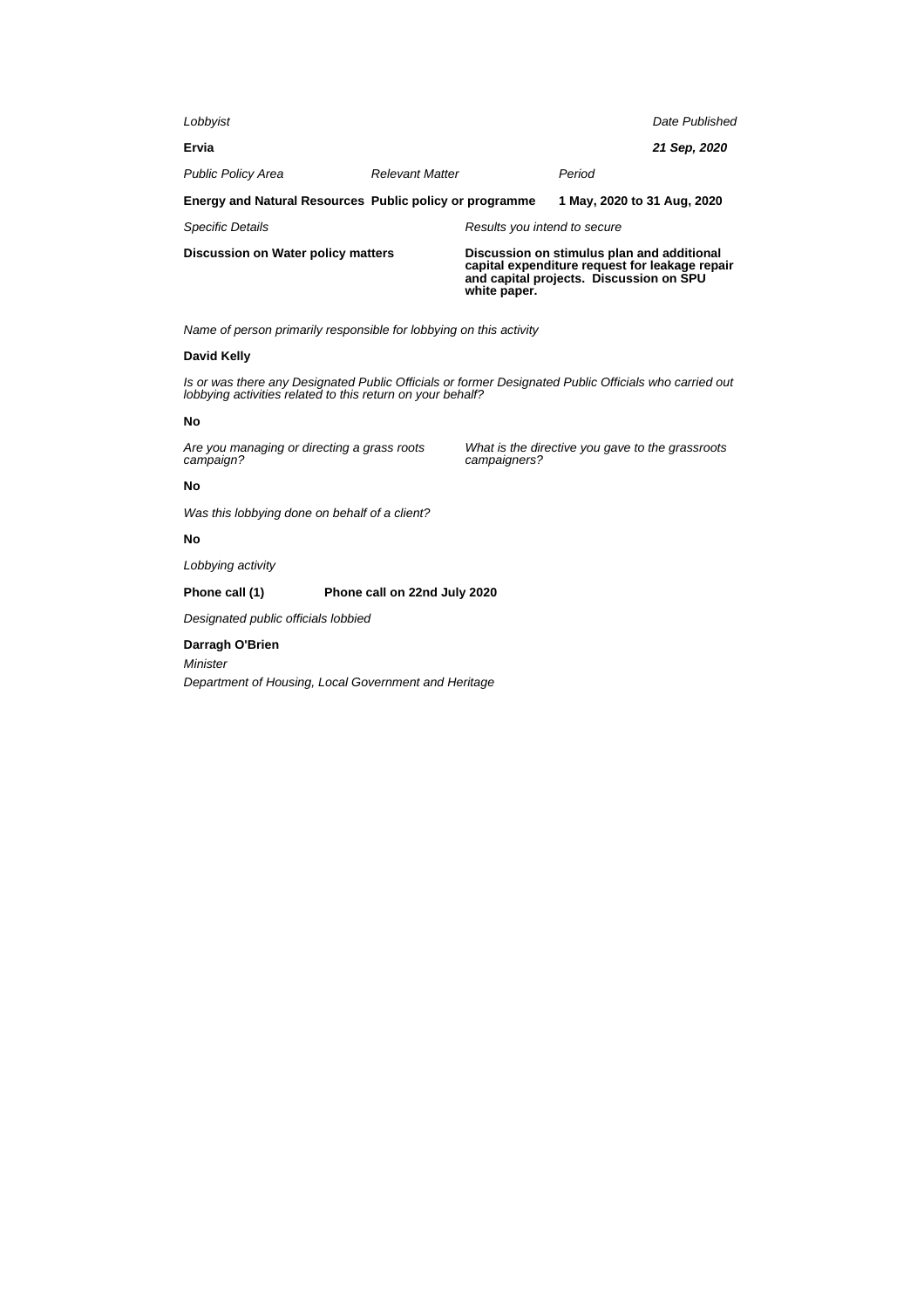*Lobbyist*

**Ervia**

*Date Published*

***21 Sep, 2020***

| *Public Policy Area* | *Relevant Matter* | *Period* |
| --- | --- | --- |
| **Energy and Natural Resources** | **Public policy or programme** | **1 May, 2020 to 31 Aug, 2020** |

| *Specific Details* | *Results you intend to secure* |
| --- | --- |
| **Discussion on Water policy matters** | **Discussion on stimulus plan and additional capital expenditure request for leakage repair and capital projects. Discussion on SPU white paper.** |

*Name of person primarily responsible for lobbying on this activity*

**David Kelly**

*Is or was there any Designated Public Officials or former Designated Public Officials who carried out lobbying activities related to this return on your behalf?*

**No**

*Are you managing or directing a grass roots campaign?*

**No**

*What is the directive you gave to the grassroots campaigners?*

*Was this lobbying done on behalf of a client?*

**No**

*Lobbying activity*

**Phone call (1)** **Phone call on 22nd July 2020**

*Designated public officials lobbied*

**Darragh O'Brien**

*Minister*

*Department of Housing, Local Government and Heritage*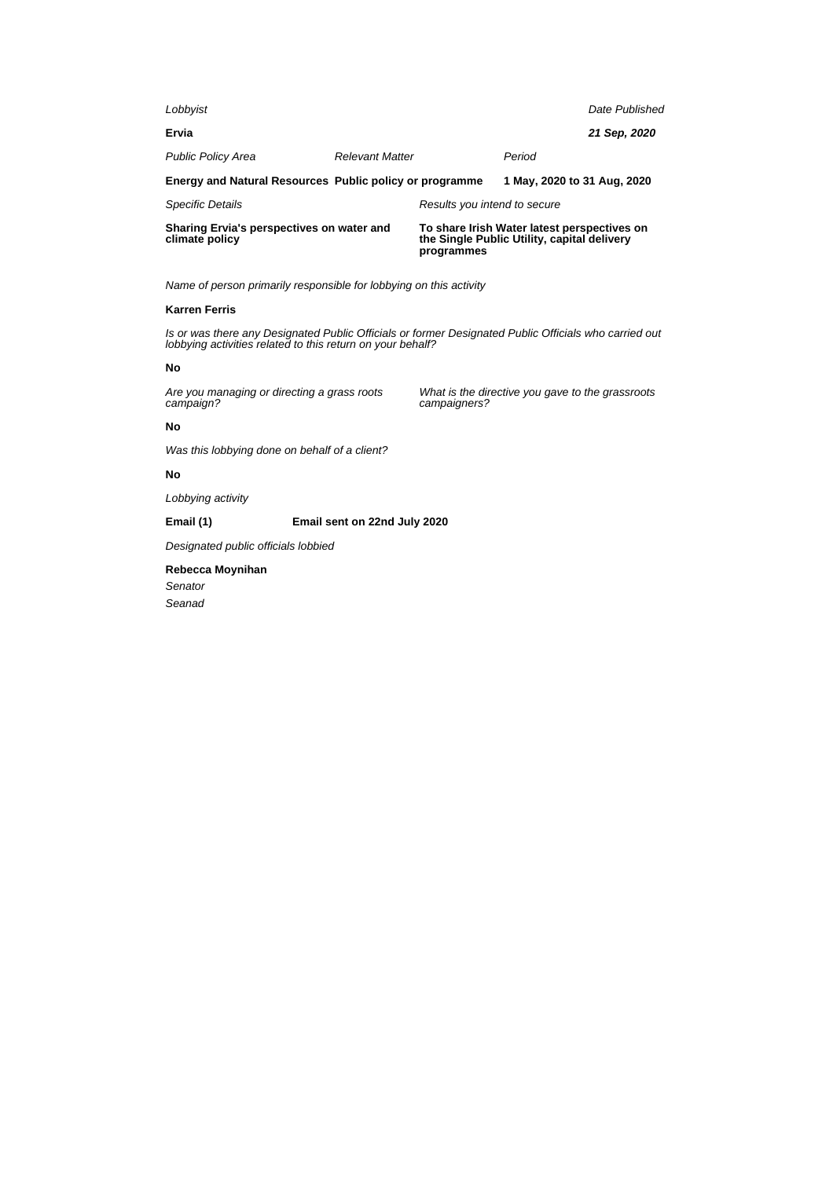*Lobbyist*

**Ervia**

*Date Published*

***21 Sep, 2020***

| *Public Policy Area* | *Relevant Matter* | *Period* |
|---|---|---|
| **Energy and Natural Resources** | **Public policy or programme** | **1 May, 2020 to 31 Aug, 2020** |

| *Specific Details* | *Results you intend to secure* |
|---|---|
| **Sharing Ervia's perspectives on water and climate policy** | **To share Irish Water latest perspectives on the Single Public Utility, capital delivery programmes** |

*Name of person primarily responsible for lobbying on this activity*

**Karren Ferris**

*Is or was there any Designated Public Officials or former Designated Public Officials who carried out lobbying activities related to this return on your behalf?*

**No**

*Are you managing or directing a grass roots campaign?*

*What is the directive you gave to the grassroots campaigners?*

**No**

*Was this lobbying done on behalf of a client?*

**No**

*Lobbying activity*

**Email (1)** **Email sent on 22nd July 2020**

*Designated public officials lobbied*

**Rebecca Moynihan**

*Senator*

*Seanad*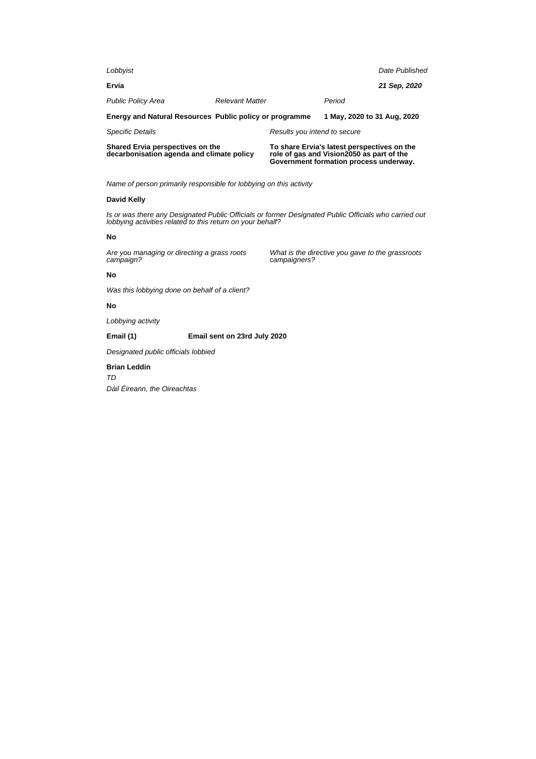*Lobbyist*

**Ervia**

*Date Published*

***21 Sep, 2020***

| *Public Policy Area* | *Relevant Matter* | *Period* |
|---|---|---|
| **Energy and Natural Resources** | **Public policy or programme** | **1 May, 2020 to 31 Aug, 2020** |

| *Specific Details* | *Results you intend to secure* |
|---|---|
| **Shared Ervia perspectives on the decarbonisation agenda and climate policy** | **To share Ervia's latest perspectives on the role of gas and Vision2050 as part of the Government formation process underway.** |

*Name of person primarily responsible for lobbying on this activity*

**David Kelly**

*Is or was there any Designated Public Officials or former Designated Public Officials who carried out lobbying activities related to this return on your behalf?*

**No**

*Are you managing or directing a grass roots campaign?*

**No**

*What is the directive you gave to the grassroots campaigners?*

*Was this lobbying done on behalf of a client?*

**No**

*Lobbying activity*

**Email (1)** **Email sent on 23rd July 2020**

*Designated public officials lobbied*

**Brian Leddin**

*TD*

*Dáil Éireann, the Oireachtas*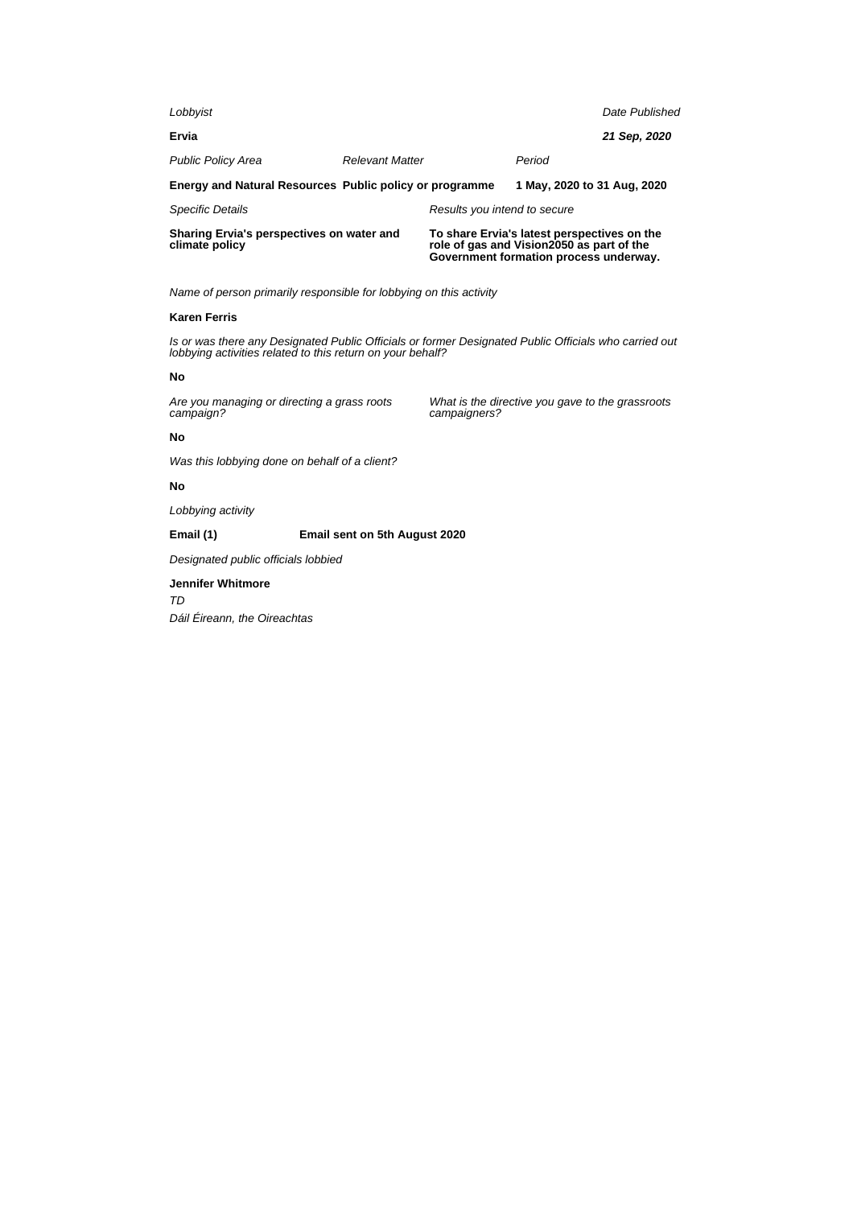*Lobbyist*

**Ervia**

*Date Published*

***21 Sep, 2020***

| *Public Policy Area* | *Relevant Matter* | *Period* |
| --- | --- | --- |
| **Energy and Natural Resources** | **Public policy or programme** | **1 May, 2020 to 31 Aug, 2020** |

| *Specific Details* | *Results you intend to secure* |
| --- | --- |
| **Sharing Ervia's perspectives on water and climate policy** | **To share Ervia's latest perspectives on the role of gas and Vision2050 as part of the Government formation process underway.** |

*Name of person primarily responsible for lobbying on this activity*

**Karen Ferris**

*Is or was there any Designated Public Officials or former Designated Public Officials who carried out lobbying activities related to this return on your behalf?*

**No**

*Are you managing or directing a grass roots campaign?*

**No**

*What is the directive you gave to the grassroots campaigners?*

*Was this lobbying done on behalf of a client?*

**No**

*Lobbying activity*

**Email (1)** **Email sent on 5th August 2020**

*Designated public officials lobbied*

**Jennifer Whitmore**

*TD*

*Dáil Éireann, the Oireachtas*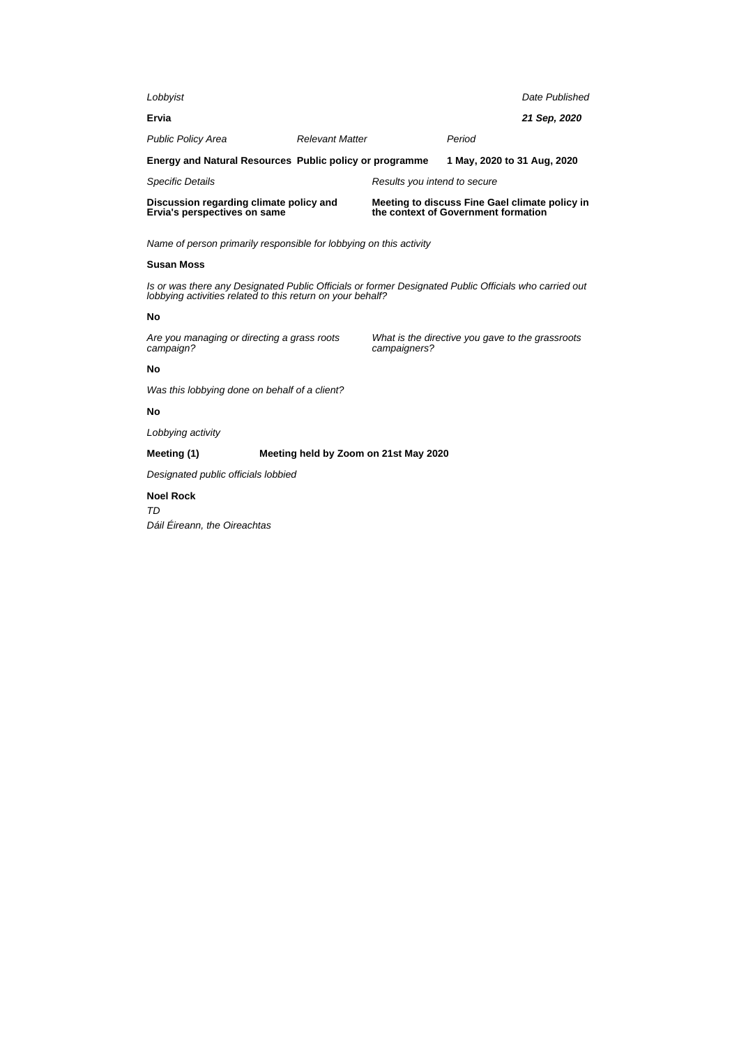*Lobbyist*

**Ervia**

*Date Published*

***21 Sep, 2020***

| *Public Policy Area* | *Relevant Matter* | *Period* |
|---|---|---|
| **Energy and Natural Resources** | **Public policy or programme** | **1 May, 2020 to 31 Aug, 2020** |

| *Specific Details* | *Results you intend to secure* |
|---|---|
| **Discussion regarding climate policy and Ervia's perspectives on same** | **Meeting to discuss Fine Gael climate policy in the context of Government formation** |

*Name of person primarily responsible for lobbying on this activity*

**Susan Moss**

*Is or was there any Designated Public Officials or former Designated Public Officials who carried out lobbying activities related to this return on your behalf?*

**No**

*Are you managing or directing a grass roots campaign?*

**No**

*What is the directive you gave to the grassroots campaigners?*

*Was this lobbying done on behalf of a client?*

**No**

*Lobbying activity*

**Meeting (1)** **Meeting held by Zoom on 21st May 2020**

*Designated public officials lobbied*

**Noel Rock**
*TD*
*Dáil Éireann, the Oireachtas*